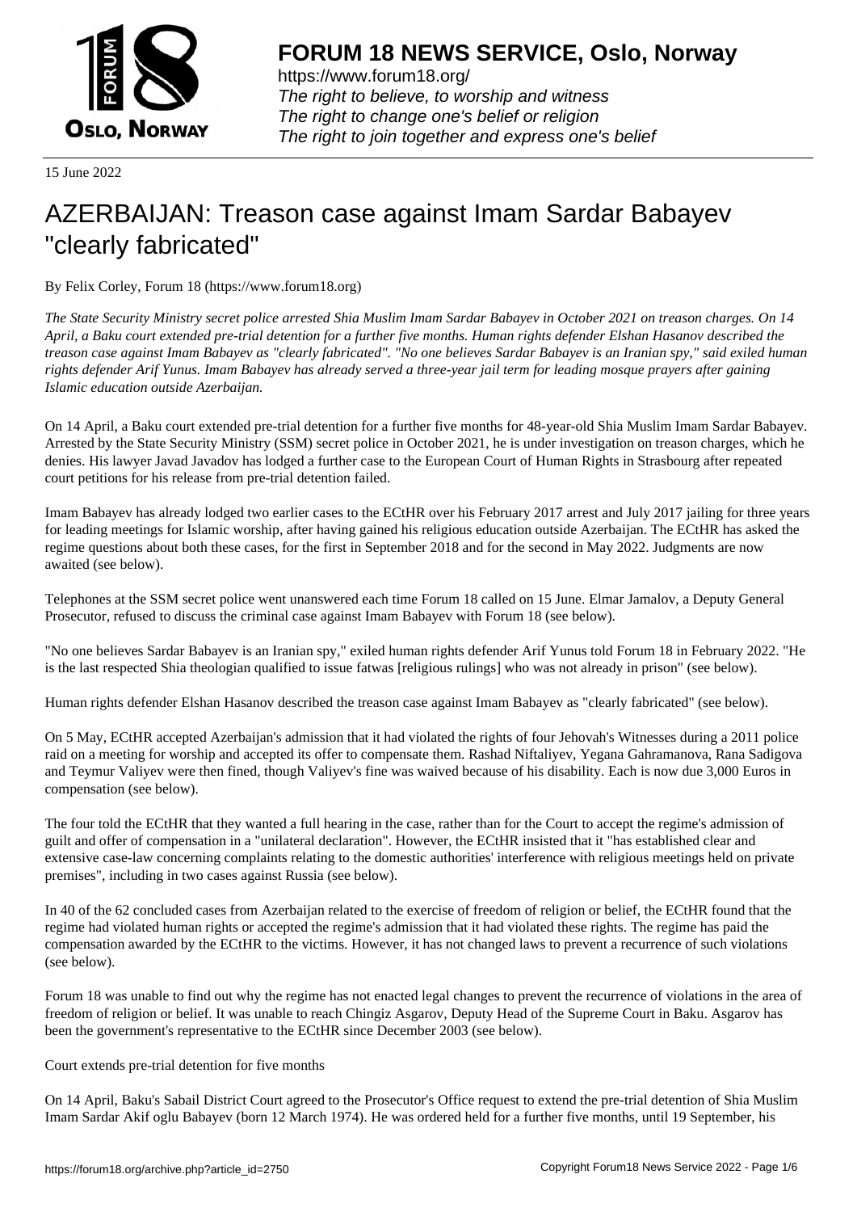15 June 2022

# AZERBAIJAN: Treason case against Imam Sardar Babayev "clearly fabricated"

By Felix Corley, Forum 18 (https://www.forum18.org)

*The State Security Ministry secret police arrested Shia Muslim Imam Sardar Babayev in October 2021 on treason charges. On 14 April, a Baku court extended pre-trial detention for a further five months. Human rights defender Elshan Hasanov described the treason case against Imam Babayev as "clearly fabricated". "No one believes Sardar Babayev is an Iranian spy," said exiled human rights defender Arif Yunus. Imam Babayev has already served a three-year jail term for leading mosque prayers after gaining Islamic education outside Azerbaijan.*

On 14 April, a Baku court extended pre-trial detention for a further five months for 48-year-old Shia Muslim Imam Sardar Babayev. Arrested by the State Security Ministry (SSM) secret police in October 2021, he is under investigation on treason charges, which he denies. His lawyer Javad Javadov has lodged a further case to the European Court of Human Rights in Strasbourg after repeated court petitions for his release from pre-trial detention failed.

Imam Babayev has already lodged two earlier cases to the ECtHR over his February 2017 arrest and July 2017 jailing for three years for leading meetings for Islamic worship, after having gained his religious education outside Azerbaijan. The ECtHR has asked the regime questions about both these cases, for the first in September 2018 and for the second in May 2022. Judgments are now awaited (see below).

Telephones at the SSM secret police went unanswered each time Forum 18 called on 15 June. Elmar Jamalov, a Deputy General Prosecutor, refused to discuss the criminal case against Imam Babayev with Forum 18 (see below).

"No one believes Sardar Babayev is an Iranian spy," exiled human rights defender Arif Yunus told Forum 18 in February 2022. "He is the last respected Shia theologian qualified to issue fatwas [religious rulings] who was not already in prison" (see below).

Human rights defender Elshan Hasanov described the treason case against Imam Babayev as "clearly fabricated" (see below).

On 5 May, ECtHR accepted Azerbaijan's admission that it had violated the rights of four Jehovah's Witnesses during a 2011 police raid on a meeting for worship and accepted its offer to compensate them. Rashad Niftaliyev, Yegana Gahramanova, Rana Sadigova and Teymur Valiyev were then fined, though Valiyev's fine was waived because of his disability. Each is now due 3,000 Euros in compensation (see below).

The four told the ECtHR that they wanted a full hearing in the case, rather than for the Court to accept the regime's admission of guilt and offer of compensation in a "unilateral declaration". However, the ECtHR insisted that it "has established clear and extensive case-law concerning complaints relating to the domestic authorities' interference with religious meetings held on private premises", including in two cases against Russia (see below).

In 40 of the 62 concluded cases from Azerbaijan related to the exercise of freedom of religion or belief, the ECtHR found that the regime had violated human rights or accepted the regime's admission that it had violated these rights. The regime has paid the compensation awarded by the ECtHR to the victims. However, it has not changed laws to prevent a recurrence of such violations (see below).

Forum 18 was unable to find out why the regime has not enacted legal changes to prevent the recurrence of violations in the area of freedom of religion or belief. It was unable to reach Chingiz Asgarov, Deputy Head of the Supreme Court in Baku. Asgarov has been the government's representative to the ECtHR since December 2003 (see below).

## Court extends pre-trial detention for five months

On 14 April, Baku's Sabail District Court agreed to the Prosecutor's Office request to extend the pre-trial detention of Shia Muslim Imam Sardar Akif oglu Babayev (born 12 March 1974). He was ordered held for a further five months, until 19 September, his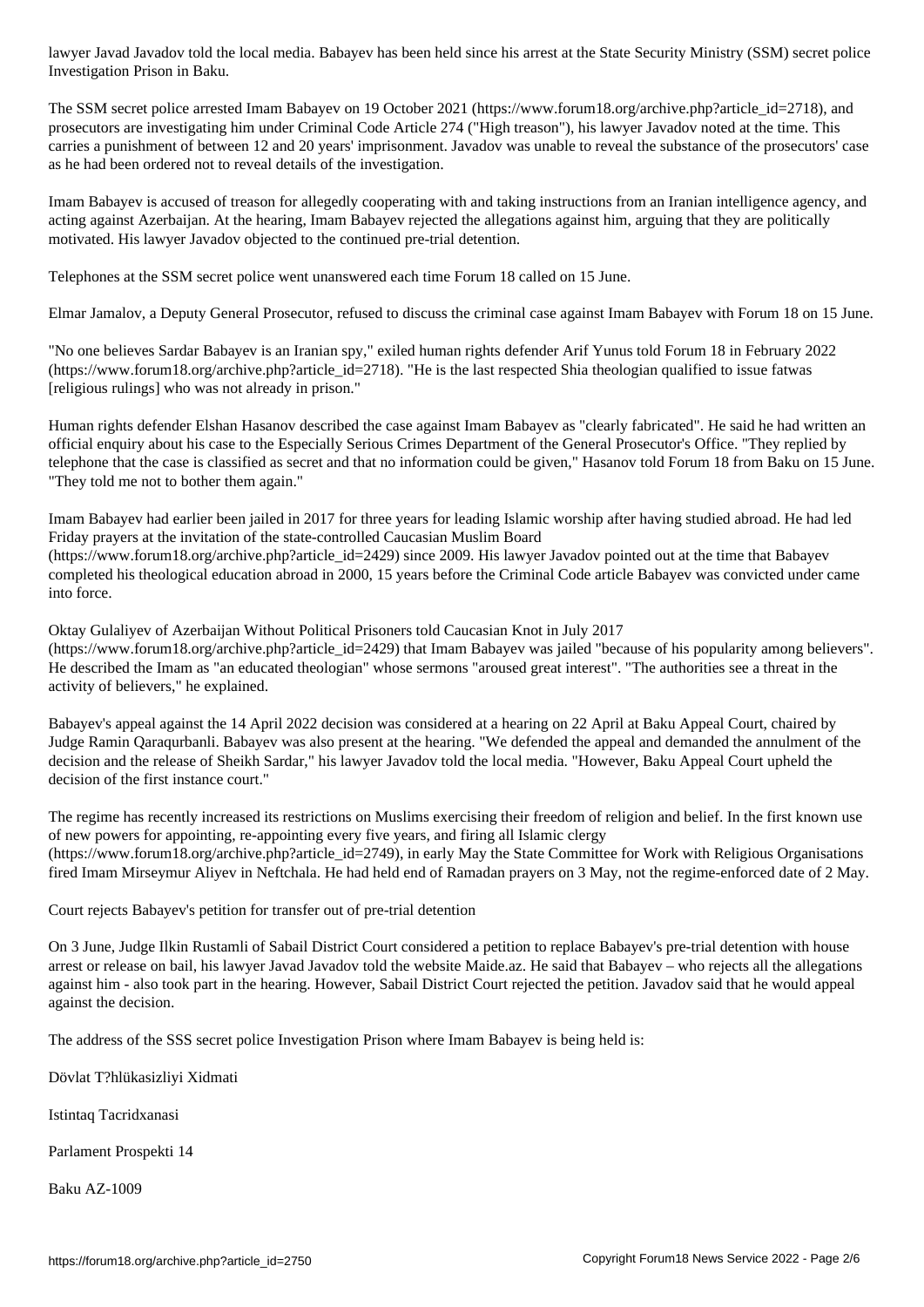lawyer Javad Javadov told the local media. Babayev has been held since his arrest at the State Security Ministry (SSM) secret police Investigation Prison in Baku.

The SSM secret police arrested Imam Babayev on 19 October 2021 (https://www.forum18.org/archive.php?article_id=2718), and prosecutors are investigating him under Criminal Code Article 274 ("High treason"), his lawyer Javadov noted at the time. This carries a punishment of between 12 and 20 years' imprisonment. Javadov was unable to reveal the substance of the prosecutors' case as he had been ordered not to reveal details of the investigation.

Imam Babayev is accused of treason for allegedly cooperating with and taking instructions from an Iranian intelligence agency, and acting against Azerbaijan. At the hearing, Imam Babayev rejected the allegations against him, arguing that they are politically motivated. His lawyer Javadov objected to the continued pre-trial detention.

Telephones at the SSM secret police went unanswered each time Forum 18 called on 15 June.

Elmar Jamalov, a Deputy General Prosecutor, refused to discuss the criminal case against Imam Babayev with Forum 18 on 15 June.

"No one believes Sardar Babayev is an Iranian spy," exiled human rights defender Arif Yunus told Forum 18 in February 2022 (https://www.forum18.org/archive.php?article_id=2718). "He is the last respected Shia theologian qualified to issue fatwas [religious rulings] who was not already in prison."

Human rights defender Elshan Hasanov described the case against Imam Babayev as "clearly fabricated". He said he had written an official enquiry about his case to the Especially Serious Crimes Department of the General Prosecutor's Office. "They replied by telephone that the case is classified as secret and that no information could be given," Hasanov told Forum 18 from Baku on 15 June. "They told me not to bother them again."

Imam Babayev had earlier been jailed in 2017 for three years for leading Islamic worship after having studied abroad. He had led Friday prayers at the invitation of the state-controlled Caucasian Muslim Board (https://www.forum18.org/archive.php?article_id=2429) since 2009. His lawyer Javadov pointed out at the time that Babayev completed his theological education abroad in 2000, 15 years before the Criminal Code article Babayev was convicted under came into force.

Oktay Gulaliyev of Azerbaijan Without Political Prisoners told Caucasian Knot in July 2017 (https://www.forum18.org/archive.php?article_id=2429) that Imam Babayev was jailed "because of his popularity among believers". He described the Imam as "an educated theologian" whose sermons "aroused great interest". "The authorities see a threat in the activity of believers," he explained.

Babayev's appeal against the 14 April 2022 decision was considered at a hearing on 22 April at Baku Appeal Court, chaired by Judge Ramin Qaraqurbanli. Babayev was also present at the hearing. "We defended the appeal and demanded the annulment of the decision and the release of Sheikh Sardar," his lawyer Javadov told the local media. "However, Baku Appeal Court upheld the decision of the first instance court."

The regime has recently increased its restrictions on Muslims exercising their freedom of religion and belief. In the first known use of new powers for appointing, re-appointing every five years, and firing all Islamic clergy (https://www.forum18.org/archive.php?article_id=2749), in early May the State Committee for Work with Religious Organisations fired Imam Mirseymur Aliyev in Neftchala. He had held end of Ramadan prayers on 3 May, not the regime-enforced date of 2 May.

## Court rejects Babayev's petition for transfer out of pre-trial detention

On 3 June, Judge Ilkin Rustamli of Sabail District Court considered a petition to replace Babayev's pre-trial detention with house arrest or release on bail, his lawyer Javad Javadov told the website Maide.az. He said that Babayev – who rejects all the allegations against him - also took part in the hearing. However, Sabail District Court rejected the petition. Javadov said that he would appeal against the decision.

The address of the SSS secret police Investigation Prison where Imam Babayev is being held is:

Dövlat T?hlükasizliyi Xidmati

Istintaq Tacridxanasi

Parlament Prospekti 14

Baku AZ-1009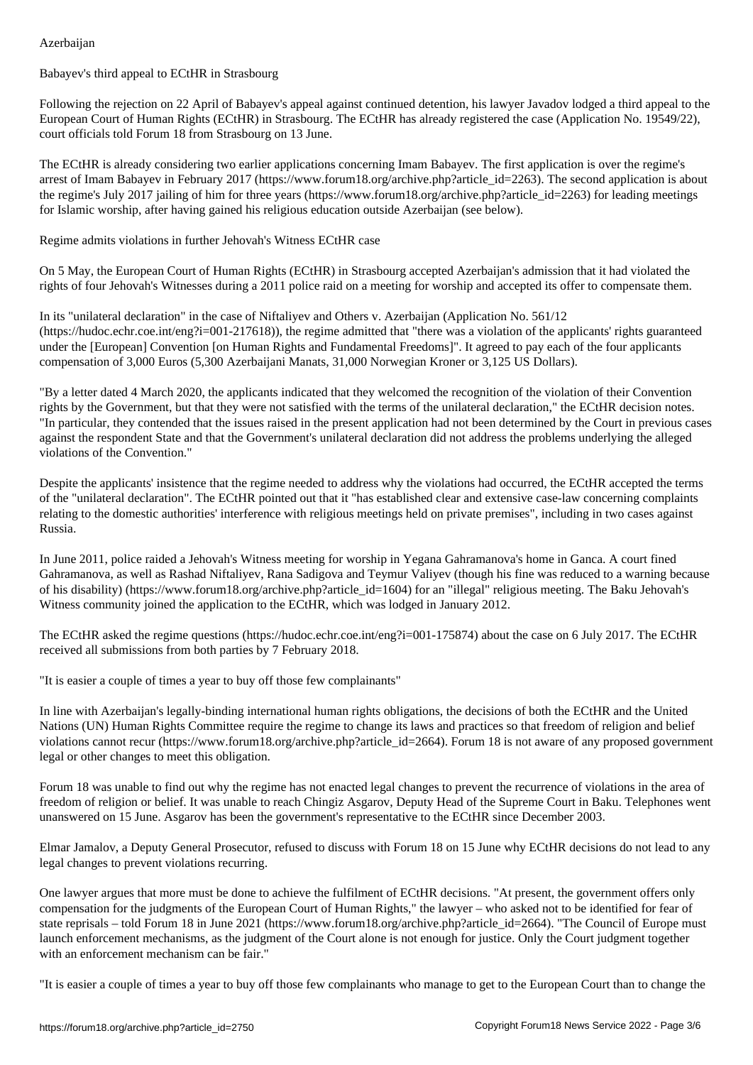Babayev's third appeal to ECtHR in Strasbourg

Following the rejection on 22 April of Babayev's appeal against continued detention, his lawyer Javadov lodged a third appeal to the European Court of Human Rights (ECtHR) in Strasbourg. The ECtHR has already registered the case (Application No. 19549/22), court officials told Forum 18 from Strasbourg on 13 June.

The ECtHR is already considering two earlier applications concerning Imam Babayev. The first application is over the regime's arrest of Imam Babayev in February 2017 (https://www.forum18.org/archive.php?article_id=2263). The second application is about the regime's July 2017 jailing of him for three years (https://www.forum18.org/archive.php?article_id=2263) for leading meetings for Islamic worship, after having gained his religious education outside Azerbaijan (see below).

Regime admits violations in further Jehovah's Witness ECtHR case

On 5 May, the European Court of Human Rights (ECtHR) in Strasbourg accepted Azerbaijan's admission that it had violated the rights of four Jehovah's Witnesses during a 2011 police raid on a meeting for worship and accepted its offer to compensate them.

In its "unilateral declaration" in the case of Niftaliyev and Others v. Azerbaijan (Application No. 561/12 (https://hudoc.echr.coe.int/eng?i=001-217618)), the regime admitted that "there was a violation of the applicants' rights guaranteed under the [European] Convention [on Human Rights and Fundamental Freedoms]". It agreed to pay each of the four applicants compensation of 3,000 Euros (5,300 Azerbaijani Manats, 31,000 Norwegian Kroner or 3,125 US Dollars).

"By a letter dated 4 March 2020, the applicants indicated that they welcomed the recognition of the violation of their Convention rights by the Government, but that they were not satisfied with the terms of the unilateral declaration," the ECtHR decision notes. "In particular, they contended that the issues raised in the present application had not been determined by the Court in previous cases against the respondent State and that the Government's unilateral declaration did not address the problems underlying the alleged violations of the Convention."

Despite the applicants' insistence that the regime needed to address why the violations had occurred, the ECtHR accepted the terms of the "unilateral declaration". The ECtHR pointed out that it "has established clear and extensive case-law concerning complaints relating to the domestic authorities' interference with religious meetings held on private premises", including in two cases against Russia.

In June 2011, police raided a Jehovah's Witness meeting for worship in Yegana Gahramanova's home in Ganca. A court fined Gahramanova, as well as Rashad Niftaliyev, Rana Sadigova and Teymur Valiyev (though his fine was reduced to a warning because of his disability) (https://www.forum18.org/archive.php?article_id=1604) for an "illegal" religious meeting. The Baku Jehovah's Witness community joined the application to the ECtHR, which was lodged in January 2012.

The ECtHR asked the regime questions (https://hudoc.echr.coe.int/eng?i=001-175874) about the case on 6 July 2017. The ECtHR received all submissions from both parties by 7 February 2018.

"It is easier a couple of times a year to buy off those few complainants"

In line with Azerbaijan's legally-binding international human rights obligations, the decisions of both the ECtHR and the United Nations (UN) Human Rights Committee require the regime to change its laws and practices so that freedom of religion and belief violations cannot recur (https://www.forum18.org/archive.php?article_id=2664). Forum 18 is not aware of any proposed government legal or other changes to meet this obligation.

Forum 18 was unable to find out why the regime has not enacted legal changes to prevent the recurrence of violations in the area of freedom of religion or belief. It was unable to reach Chingiz Asgarov, Deputy Head of the Supreme Court in Baku. Telephones went unanswered on 15 June. Asgarov has been the government's representative to the ECtHR since December 2003.

Elmar Jamalov, a Deputy General Prosecutor, refused to discuss with Forum 18 on 15 June why ECtHR decisions do not lead to any legal changes to prevent violations recurring.

One lawyer argues that more must be done to achieve the fulfilment of ECtHR decisions. "At present, the government offers only compensation for the judgments of the European Court of Human Rights," the lawyer – who asked not to be identified for fear of state reprisals – told Forum 18 in June 2021 (https://www.forum18.org/archive.php?article_id=2664). "The Council of Europe must launch enforcement mechanisms, as the judgment of the Court alone is not enough for justice. Only the Court judgment together with an enforcement mechanism can be fair."

"It is easier a couple of times a year to buy off those few complainants who manage to get to the European Court than to change the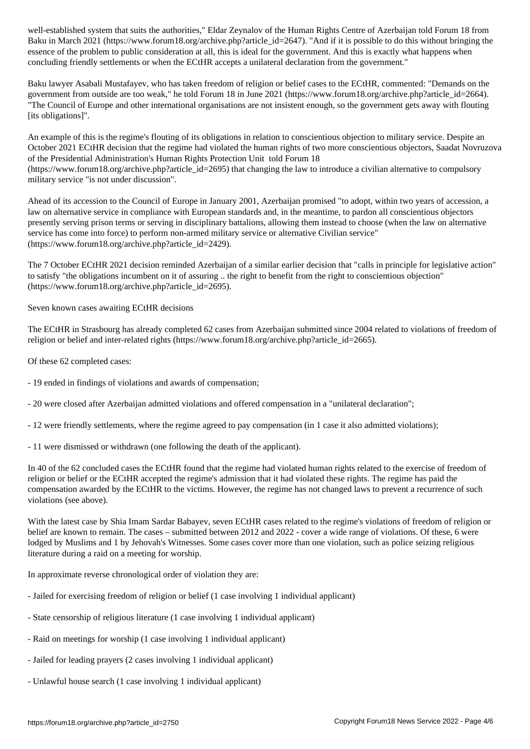well-established system that suits the authorities," Eldar Zeynalov of the Human Rights Centre of Azerbaijan told Forum 18 from Baku in March 2021 (https://www.forum18.org/archive.php?article_id=2647). "And if it is possible to do this without bringing the essence of the problem to public consideration at all, this is ideal for the government. And this is exactly what happens when concluding friendly settlements or when the ECtHR accepts a unilateral declaration from the government."

Baku lawyer Asabali Mustafayev, who has taken freedom of religion or belief cases to the ECtHR, commented: "Demands on the government from outside are too weak," he told Forum 18 in June 2021 (https://www.forum18.org/archive.php?article_id=2664). "The Council of Europe and other international organisations are not insistent enough, so the government gets away with flouting [its obligations]".

An example of this is the regime's flouting of its obligations in relation to conscientious objection to military service. Despite an October 2021 ECtHR decision that the regime had violated the human rights of two more conscientious objectors, Saadat Novruzova of the Presidential Administration's Human Rights Protection Unit told Forum 18 (https://www.forum18.org/archive.php?article_id=2695) that changing the law to introduce a civilian alternative to compulsory military service "is not under discussion".

Ahead of its accession to the Council of Europe in January 2001, Azerbaijan promised "to adopt, within two years of accession, a law on alternative service in compliance with European standards and, in the meantime, to pardon all conscientious objectors presently serving prison terms or serving in disciplinary battalions, allowing them instead to choose (when the law on alternative service has come into force) to perform non-armed military service or alternative Civilian service" (https://www.forum18.org/archive.php?article_id=2429).

The 7 October ECtHR 2021 decision reminded Azerbaijan of a similar earlier decision that "calls in principle for legislative action" to satisfy "the obligations incumbent on it of assuring .. the right to benefit from the right to conscientious objection" (https://www.forum18.org/archive.php?article_id=2695).

Seven known cases awaiting ECtHR decisions

The ECtHR in Strasbourg has already completed 62 cases from Azerbaijan submitted since 2004 related to violations of freedom of religion or belief and inter-related rights (https://www.forum18.org/archive.php?article_id=2665).

Of these 62 completed cases:

- 19 ended in findings of violations and awards of compensation;

- 20 were closed after Azerbaijan admitted violations and offered compensation in a "unilateral declaration";

- 12 were friendly settlements, where the regime agreed to pay compensation (in 1 case it also admitted violations);

- 11 were dismissed or withdrawn (one following the death of the applicant).

In 40 of the 62 concluded cases the ECtHR found that the regime had violated human rights related to the exercise of freedom of religion or belief or the ECtHR accepted the regime's admission that it had violated these rights. The regime has paid the compensation awarded by the ECtHR to the victims. However, the regime has not changed laws to prevent a recurrence of such violations (see above).

With the latest case by Shia Imam Sardar Babayev, seven ECtHR cases related to the regime's violations of freedom of religion or belief are known to remain. The cases – submitted between 2012 and 2022 - cover a wide range of violations. Of these, 6 were lodged by Muslims and 1 by Jehovah's Witnesses. Some cases cover more than one violation, such as police seizing religious literature during a raid on a meeting for worship.

In approximate reverse chronological order of violation they are:

- Jailed for exercising freedom of religion or belief (1 case involving 1 individual applicant)

- State censorship of religious literature (1 case involving 1 individual applicant)

- Raid on meetings for worship (1 case involving 1 individual applicant)

- Jailed for leading prayers (2 cases involving 1 individual applicant)

- Unlawful house search (1 case involving 1 individual applicant)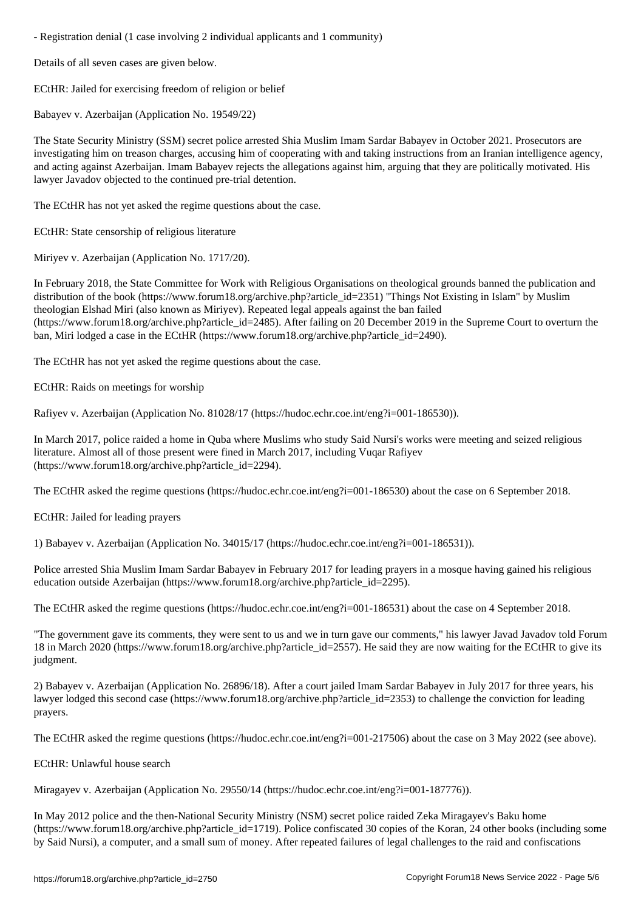- Registration denial (1 case involving 2 individual applicants and 1 community)

Details of all seven cases are given below.

## ECtHR: Jailed for exercising freedom of religion or belief

Babayev v. Azerbaijan (Application No. 19549/22)

The State Security Ministry (SSM) secret police arrested Shia Muslim Imam Sardar Babayev in October 2021. Prosecutors are investigating him on treason charges, accusing him of cooperating with and taking instructions from an Iranian intelligence agency, and acting against Azerbaijan. Imam Babayev rejects the allegations against him, arguing that they are politically motivated. His lawyer Javadov objected to the continued pre-trial detention.

The ECtHR has not yet asked the regime questions about the case.

## ECtHR: State censorship of religious literature

Miriyev v. Azerbaijan (Application No. 1717/20).

In February 2018, the State Committee for Work with Religious Organisations on theological grounds banned the publication and distribution of the book (https://www.forum18.org/archive.php?article_id=2351) "Things Not Existing in Islam" by Muslim theologian Elshad Miri (also known as Miriyev). Repeated legal appeals against the ban failed (https://www.forum18.org/archive.php?article_id=2485). After failing on 20 December 2019 in the Supreme Court to overturn the ban, Miri lodged a case in the ECtHR (https://www.forum18.org/archive.php?article_id=2490).

The ECtHR has not yet asked the regime questions about the case.

## ECtHR: Raids on meetings for worship

Rafiyev v. Azerbaijan (Application No. 81028/17 (https://hudoc.echr.coe.int/eng?i=001-186530)).

In March 2017, police raided a home in Quba where Muslims who study Said Nursi's works were meeting and seized religious literature. Almost all of those present were fined in March 2017, including Vuqar Rafiyev (https://www.forum18.org/archive.php?article_id=2294).

The ECtHR asked the regime questions (https://hudoc.echr.coe.int/eng?i=001-186530) about the case on 6 September 2018.

## ECtHR: Jailed for leading prayers

1) Babayev v. Azerbaijan (Application No. 34015/17 (https://hudoc.echr.coe.int/eng?i=001-186531)).

Police arrested Shia Muslim Imam Sardar Babayev in February 2017 for leading prayers in a mosque having gained his religious education outside Azerbaijan (https://www.forum18.org/archive.php?article_id=2295).

The ECtHR asked the regime questions (https://hudoc.echr.coe.int/eng?i=001-186531) about the case on 4 September 2018.

"The government gave its comments, they were sent to us and we in turn gave our comments," his lawyer Javad Javadov told Forum 18 in March 2020 (https://www.forum18.org/archive.php?article_id=2557). He said they are now waiting for the ECtHR to give its judgment.

2) Babayev v. Azerbaijan (Application No. 26896/18). After a court jailed Imam Sardar Babayev in July 2017 for three years, his lawyer lodged this second case (https://www.forum18.org/archive.php?article_id=2353) to challenge the conviction for leading prayers.

The ECtHR asked the regime questions (https://hudoc.echr.coe.int/eng?i=001-217506) about the case on 3 May 2022 (see above).

## ECtHR: Unlawful house search

Miragayev v. Azerbaijan (Application No. 29550/14 (https://hudoc.echr.coe.int/eng?i=001-187776)).

In May 2012 police and the then-National Security Ministry (NSM) secret police raided Zeka Miragayev's Baku home (https://www.forum18.org/archive.php?article_id=1719). Police confiscated 30 copies of the Koran, 24 other books (including some by Said Nursi), a computer, and a small sum of money. After repeated failures of legal challenges to the raid and confiscations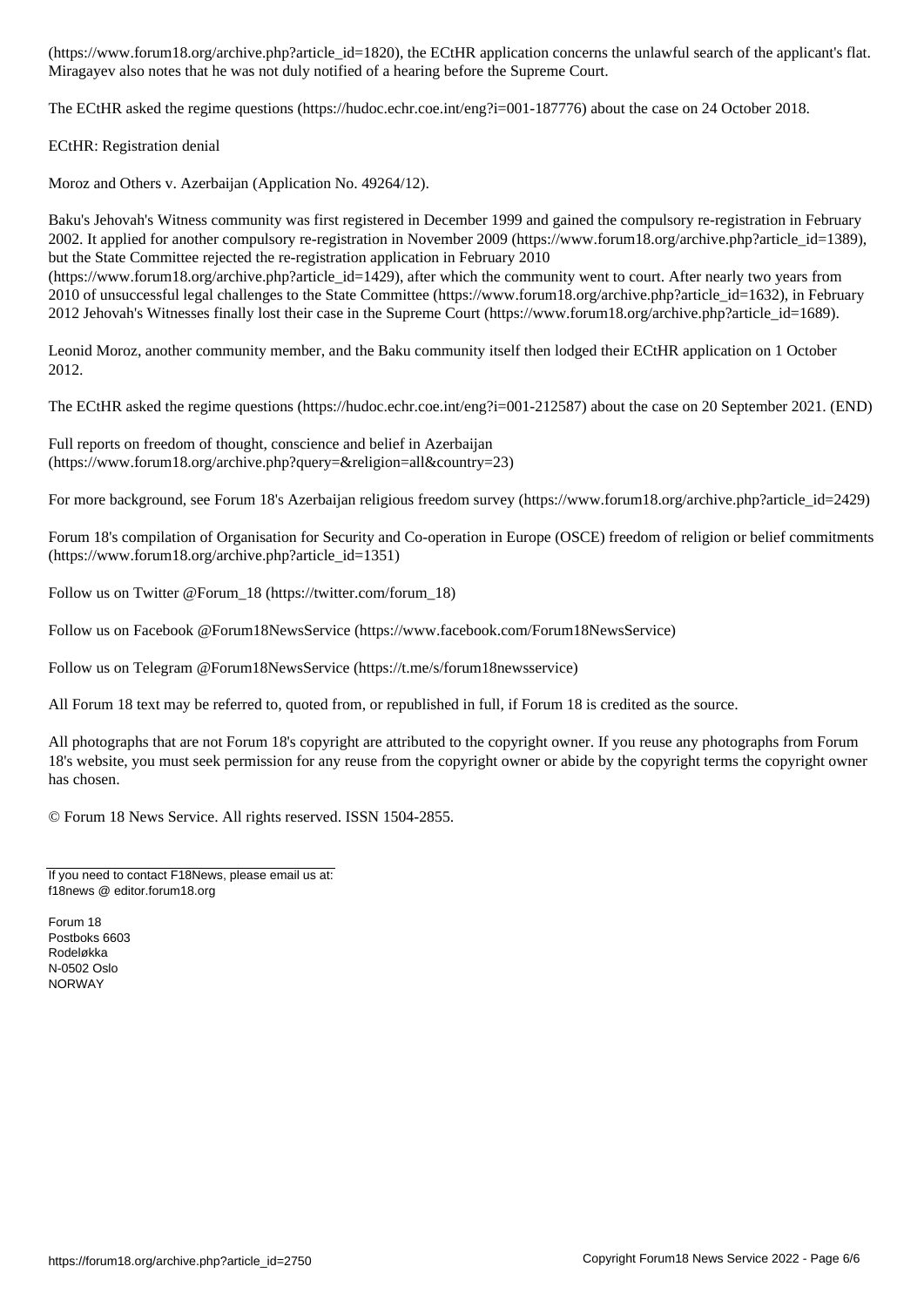(https://www.forum18.org/archive.php?article_id=1820), the ECtHR application concerns the unlawful search of the applicant's flat. Miragayev also notes that he was not duly notified of a hearing before the Supreme Court.

The ECtHR asked the regime questions (https://hudoc.echr.coe.int/eng?i=001-187776) about the case on 24 October 2018.

ECtHR: Registration denial

Moroz and Others v. Azerbaijan (Application No. 49264/12).

Baku's Jehovah's Witness community was first registered in December 1999 and gained the compulsory re-registration in February 2002. It applied for another compulsory re-registration in November 2009 (https://www.forum18.org/archive.php?article_id=1389), but the State Committee rejected the re-registration application in February 2010 (https://www.forum18.org/archive.php?article_id=1429), after which the community went to court. After nearly two years from 2010 of unsuccessful legal challenges to the State Committee (https://www.forum18.org/archive.php?article_id=1632), in February 2012 Jehovah's Witnesses finally lost their case in the Supreme Court (https://www.forum18.org/archive.php?article_id=1689).

Leonid Moroz, another community member, and the Baku community itself then lodged their ECtHR application on 1 October 2012.

The ECtHR asked the regime questions (https://hudoc.echr.coe.int/eng?i=001-212587) about the case on 20 September 2021. (END)

Full reports on freedom of thought, conscience and belief in Azerbaijan (https://www.forum18.org/archive.php?query=&religion=all&country=23)

For more background, see Forum 18's Azerbaijan religious freedom survey (https://www.forum18.org/archive.php?article_id=2429)

Forum 18's compilation of Organisation for Security and Co-operation in Europe (OSCE) freedom of religion or belief commitments (https://www.forum18.org/archive.php?article_id=1351)

Follow us on Twitter @Forum_18 (https://twitter.com/forum_18)

Follow us on Facebook @Forum18NewsService (https://www.facebook.com/Forum18NewsService)

Follow us on Telegram @Forum18NewsService (https://t.me/s/forum18newsservice)

All Forum 18 text may be referred to, quoted from, or republished in full, if Forum 18 is credited as the source.

All photographs that are not Forum 18's copyright are attributed to the copyright owner. If you reuse any photographs from Forum 18's website, you must seek permission for any reuse from the copyright owner or abide by the copyright terms the copyright owner has chosen.

© Forum 18 News Service. All rights reserved. ISSN 1504-2855.

If you need to contact F18News, please email us at:
f18news @ editor.forum18.org

Forum 18
Postboks 6603
Rodeløkka
N-0502 Oslo
NORWAY